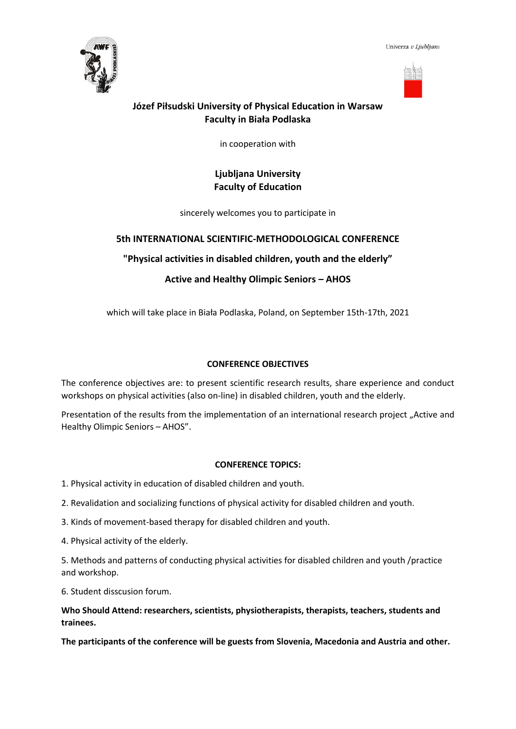Univerza v Ljubljani

**Józef Piłsudski University of Physical Education in Warsaw**
**Faculty in Biała Podlaska**

in cooperation with

**Ljubljana University**
**Faculty of Education**

sincerely welcomes you to participate in

## 5th INTERNATIONAL SCIENTIFIC-METHODOLOGICAL CONFERENCE

## "Physical activities in disabled children, youth and the elderly”

## Active and Healthy Olimpic Seniors – AHOS

which will take place in Biała Podlaska, Poland, on September 15th-17th, 2021

### CONFERENCE OBJECTIVES

The conference objectives are: to present scientific research results, share experience and conduct workshops on physical activities (also on-line) in disabled children, youth and the elderly.

Presentation of the results from the implementation of an international research project „Active and Healthy Olimpic Seniors – AHOS”.

### CONFERENCE TOPICS:

1. Physical activity in education of disabled children and youth.
2. Revalidation and socializing functions of physical activity for disabled children and youth.
3. Kinds of movement-based therapy for disabled children and youth.
4. Physical activity of the elderly.
5. Methods and patterns of conducting physical activities for disabled children and youth /practice and workshop.
6. Student disscusion forum.

**Who Should Attend: researchers, scientists, physiotherapists, therapists, teachers, students and trainees.**

**The participants of the conference will be guests from Slovenia, Macedonia and Austria and other.**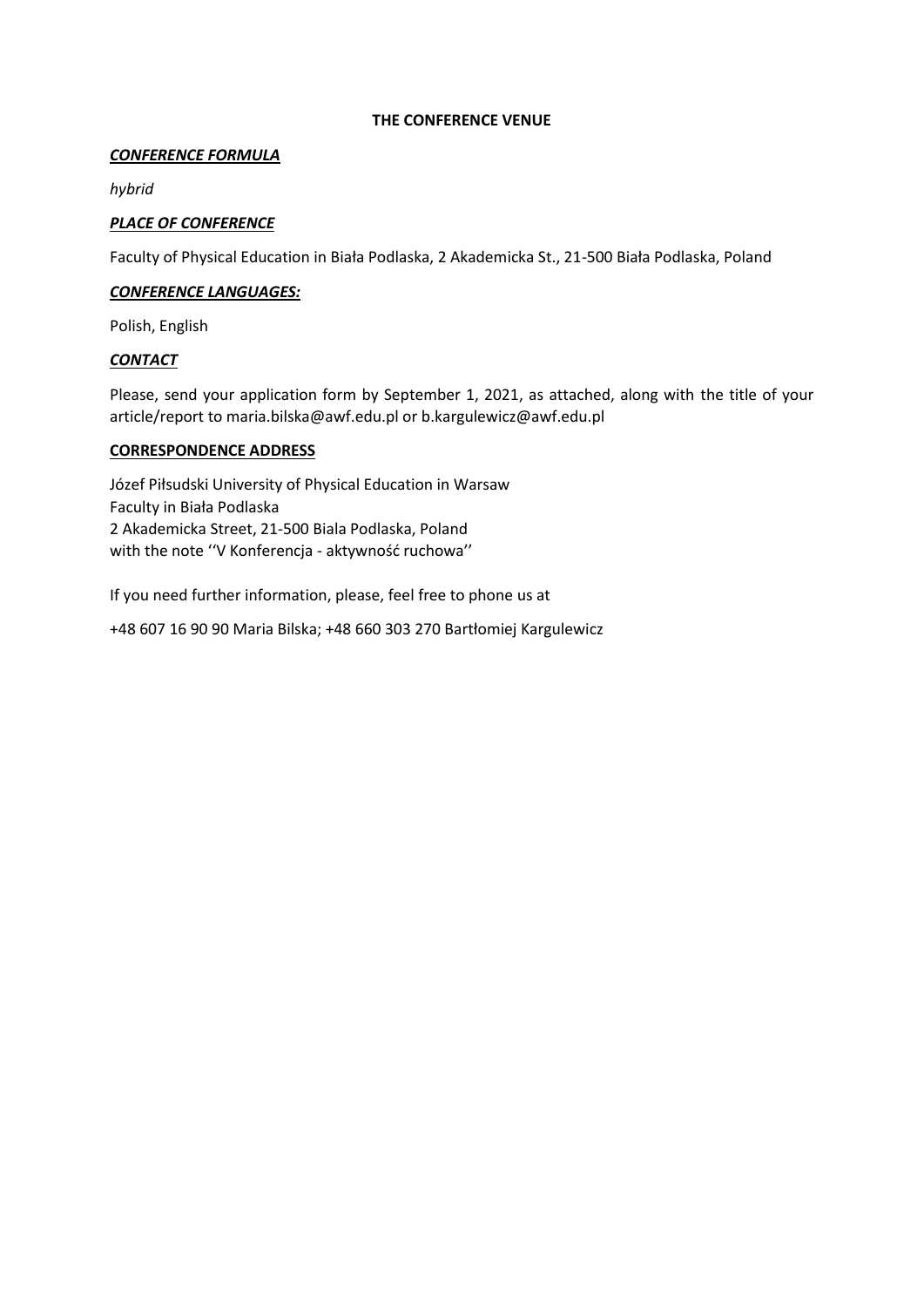**THE CONFERENCE VENUE**

***CONFERENCE FORMULA***

*hybrid*

***PLACE OF CONFERENCE***

Faculty of Physical Education in Biała Podlaska, 2 Akademicka St., 21-500 Biała Podlaska, Poland

***CONFERENCE LANGUAGES:***

Polish, English

***CONTACT***

Please, send your application form by September 1, 2021, as attached, along with the title of your article/report to maria.bilska@awf.edu.pl or b.kargulewicz@awf.edu.pl

**CORRESPONDENCE ADDRESS**

Józef Piłsudski University of Physical Education in Warsaw
Faculty in Biała Podlaska
2 Akademicka Street, 21-500 Biala Podlaska, Poland
with the note ''V Konferencja - aktywność ruchowa''

If you need further information, please, feel free to phone us at

+48 607 16 90 90 Maria Bilska; +48 660 303 270 Bartłomiej Kargulewicz